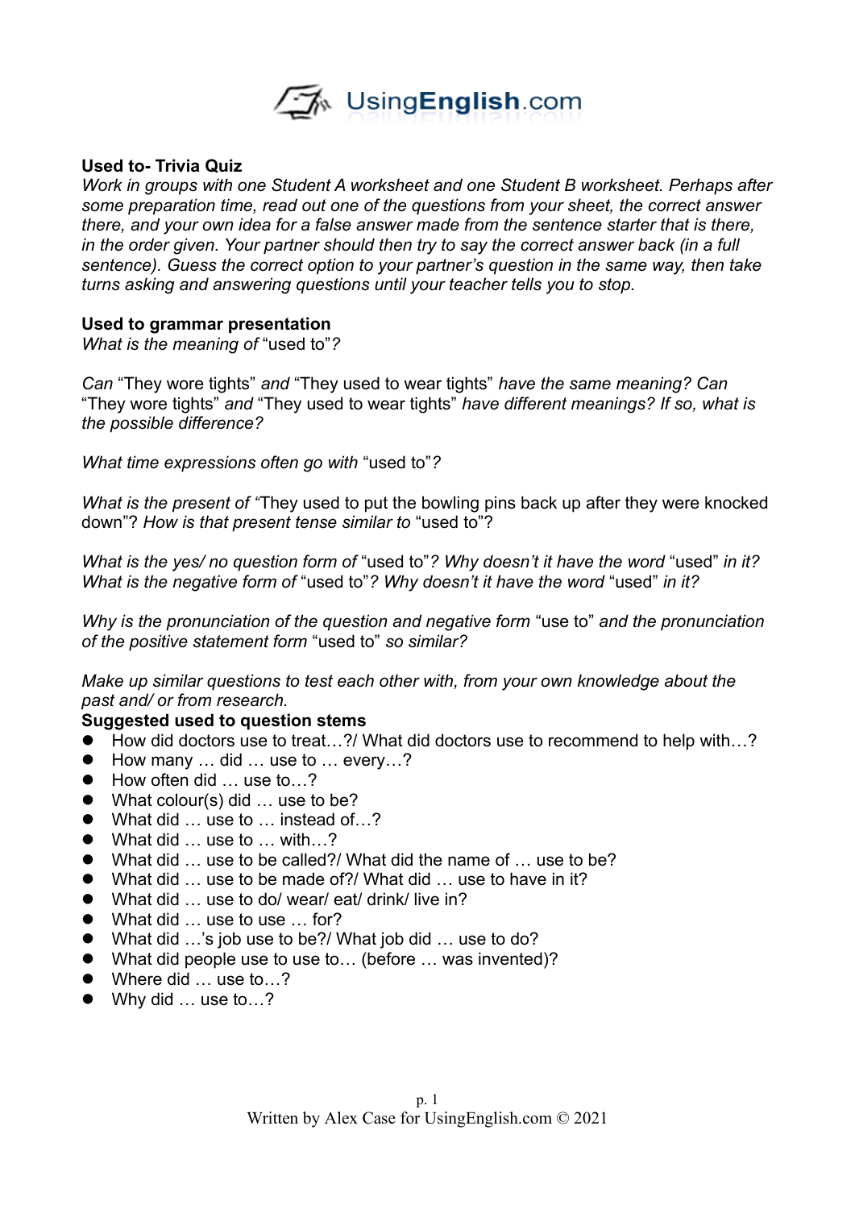UsingEnglish.com

**Used to- Trivia Quiz**

*Work in groups with one Student A worksheet and one Student B worksheet. Perhaps after some preparation time, read out one of the questions from your sheet, the correct answer there, and your own idea for a false answer made from the sentence starter that is there, in the order given. Your partner should then try to say the correct answer back (in a full sentence). Guess the correct option to your partner's question in the same way, then take turns asking and answering questions until your teacher tells you to stop.*

**Used to grammar presentation**

*What is the meaning of* "used to"*?*

*Can* "They wore tights" *and* "They used to wear tights" *have the same meaning? Can* "They wore tights" *and* "They used to wear tights" *have different meanings? If so, what is the possible difference?*

*What time expressions often go with* "used to"*?*

*What is the present of "*They used to put the bowling pins back up after they were knocked down"? *How is that present tense similar to* "used to"?

*What is the yes/ no question form of* "used to"*? Why doesn't it have the word* "used" *in it? What is the negative form of* "used to"*? Why doesn't it have the word* "used" *in it?*

*Why is the pronunciation of the question and negative form* "use to" *and the pronunciation of the positive statement form* "used to" *so similar?*

*Make up similar questions to test each other with, from your own knowledge about the past and/ or from research.*

**Suggested used to question stems**

- How did doctors use to treat…?/ What did doctors use to recommend to help with…?
- How many … did … use to … every…?
- How often did … use to…?
- What colour(s) did … use to be?
- What did … use to … instead of…?
- What did … use to … with…?
- What did … use to be called?/ What did the name of … use to be?
- What did … use to be made of?/ What did … use to have in it?
- What did … use to do/ wear/ eat/ drink/ live in?
- What did … use to use … for?
- What did …'s job use to be?/ What job did … use to do?
- What did people use to use to… (before … was invented)?
- Where did … use to…?
- Why did … use to…?

Written by Alex Case for UsingEnglish.com © 2021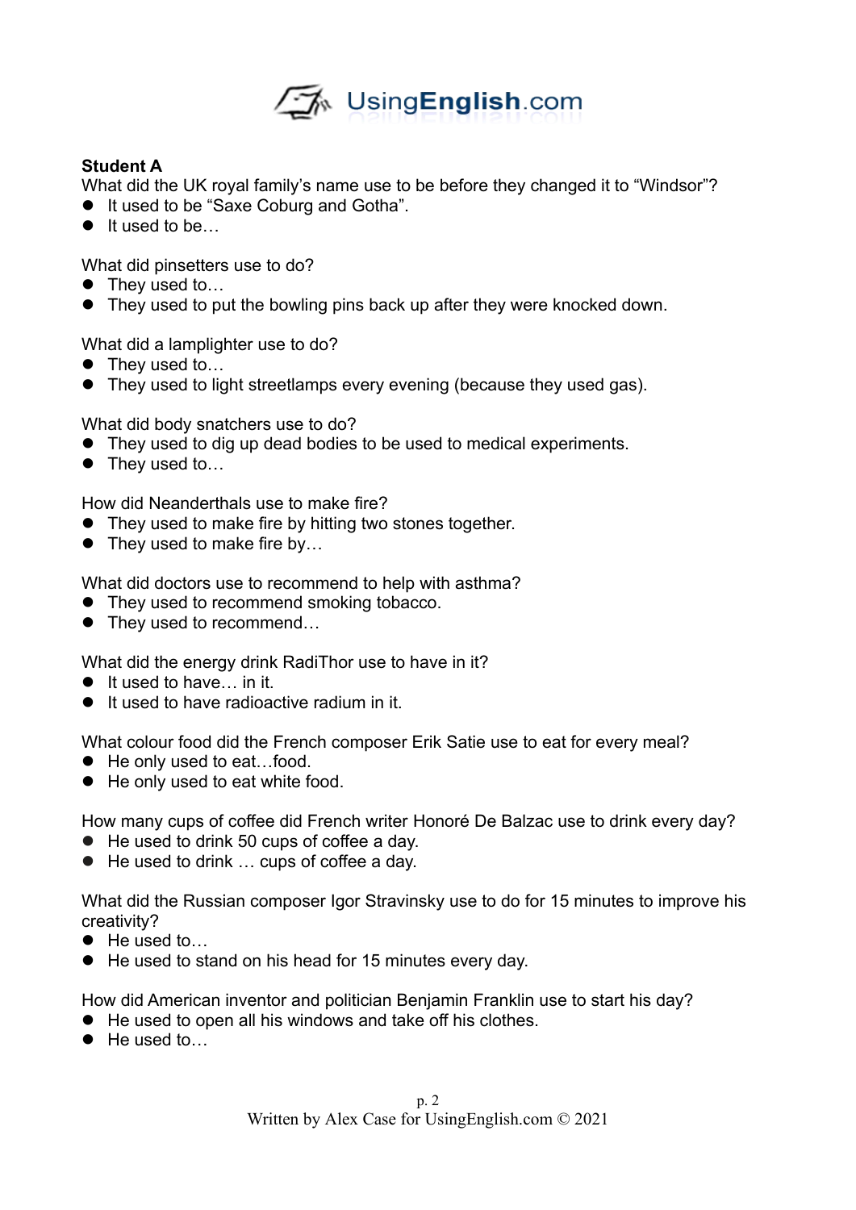**Student A**

What did the UK royal family's name use to be before they changed it to "Windsor"?

- It used to be "Saxe Coburg and Gotha".
- It used to be…

What did pinsetters use to do?

- They used to…
- They used to put the bowling pins back up after they were knocked down.

What did a lamplighter use to do?

- They used to…
- They used to light streetlamps every evening (because they used gas).

What did body snatchers use to do?

- They used to dig up dead bodies to be used to medical experiments.
- They used to…

How did Neanderthals use to make fire?

- They used to make fire by hitting two stones together.
- They used to make fire by…

What did doctors use to recommend to help with asthma?

- They used to recommend smoking tobacco.
- They used to recommend…

What did the energy drink RadiThor use to have in it?

- It used to have… in it.
- It used to have radioactive radium in it.

What colour food did the French composer Erik Satie use to eat for every meal?

- He only used to eat…food.
- He only used to eat white food.

How many cups of coffee did French writer Honoré De Balzac use to drink every day?

- He used to drink 50 cups of coffee a day.
- He used to drink … cups of coffee a day.

What did the Russian composer Igor Stravinsky use to do for 15 minutes to improve his creativity?

- He used to…
- He used to stand on his head for 15 minutes every day.

How did American inventor and politician Benjamin Franklin use to start his day?

- He used to open all his windows and take off his clothes.
- He used to…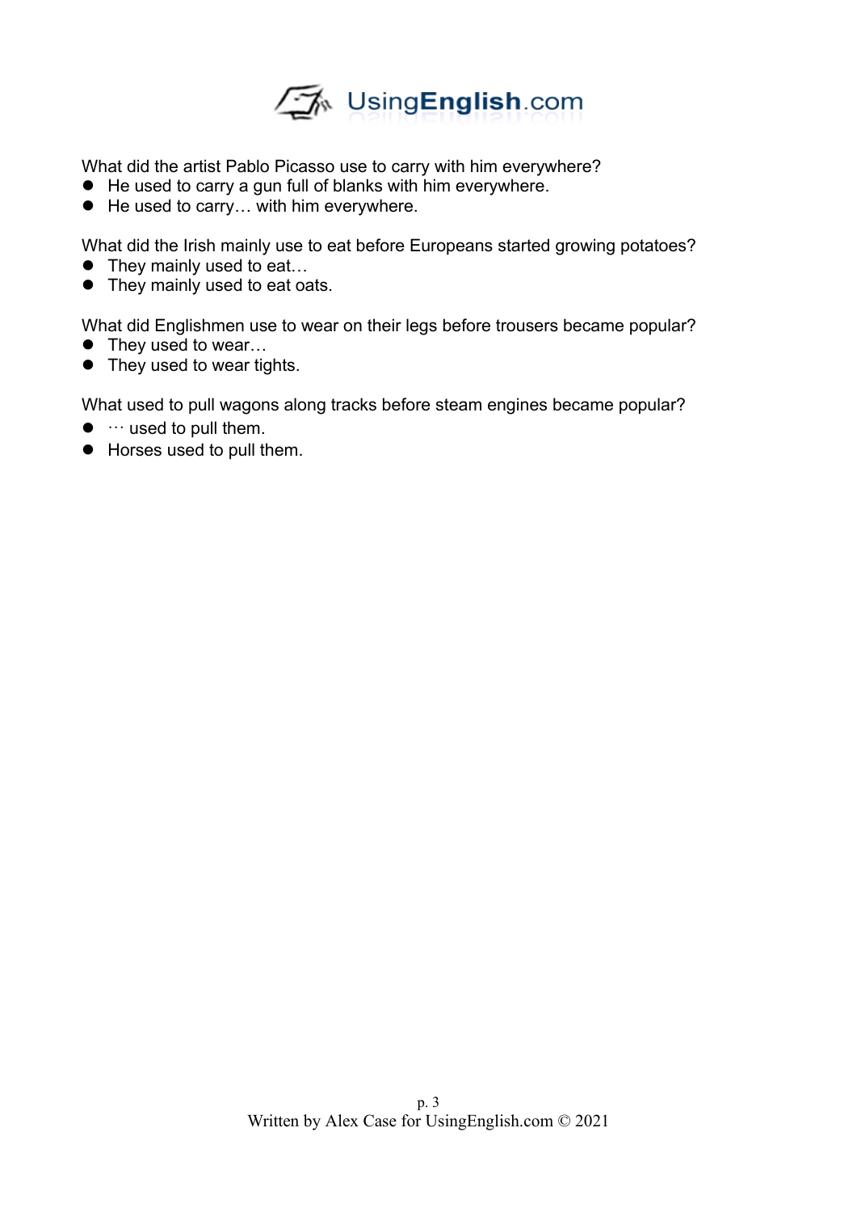What did the artist Pablo Picasso use to carry with him everywhere?

- He used to carry a gun full of blanks with him everywhere.
- He used to carry… with him everywhere.

What did the Irish mainly use to eat before Europeans started growing potatoes?

- They mainly used to eat…
- They mainly used to eat oats.

What did Englishmen use to wear on their legs before trousers became popular?

- They used to wear…
- They used to wear tights.

What used to pull wagons along tracks before steam engines became popular?

- … used to pull them.
- Horses used to pull them.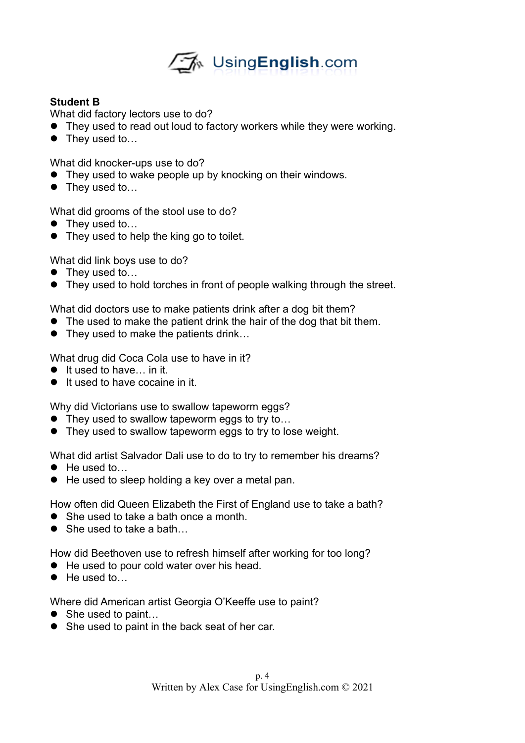**Student B**

What did factory lectors use to do?

- They used to read out loud to factory workers while they were working.
- They used to…

What did knocker-ups use to do?

- They used to wake people up by knocking on their windows.
- They used to…

What did grooms of the stool use to do?

- They used to…
- They used to help the king go to toilet.

What did link boys use to do?

- They used to…
- They used to hold torches in front of people walking through the street.

What did doctors use to make patients drink after a dog bit them?

- The used to make the patient drink the hair of the dog that bit them.
- They used to make the patients drink…

What drug did Coca Cola use to have in it?

- It used to have… in it.
- It used to have cocaine in it.

Why did Victorians use to swallow tapeworm eggs?

- They used to swallow tapeworm eggs to try to…
- They used to swallow tapeworm eggs to try to lose weight.

What did artist Salvador Dali use to do to try to remember his dreams?

- He used to…
- He used to sleep holding a key over a metal pan.

How often did Queen Elizabeth the First of England use to take a bath?

- She used to take a bath once a month.
- She used to take a bath…

How did Beethoven use to refresh himself after working for too long?

- He used to pour cold water over his head.
- He used to…

Where did American artist Georgia O'Keeffe use to paint?

- She used to paint…
- She used to paint in the back seat of her car.

Written by Alex Case for UsingEnglish.com © 2021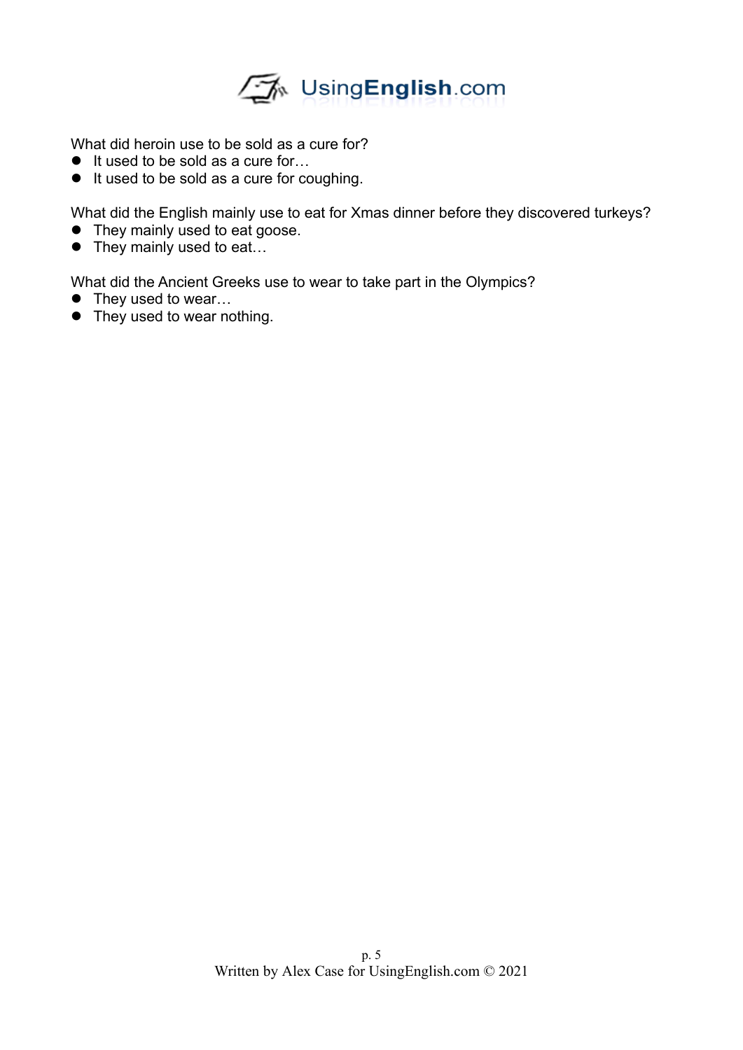What did heroin use to be sold as a cure for?

- It used to be sold as a cure for…
- It used to be sold as a cure for coughing.

What did the English mainly use to eat for Xmas dinner before they discovered turkeys?

- They mainly used to eat goose.
- They mainly used to eat…

What did the Ancient Greeks use to wear to take part in the Olympics?

- They used to wear…
- They used to wear nothing.